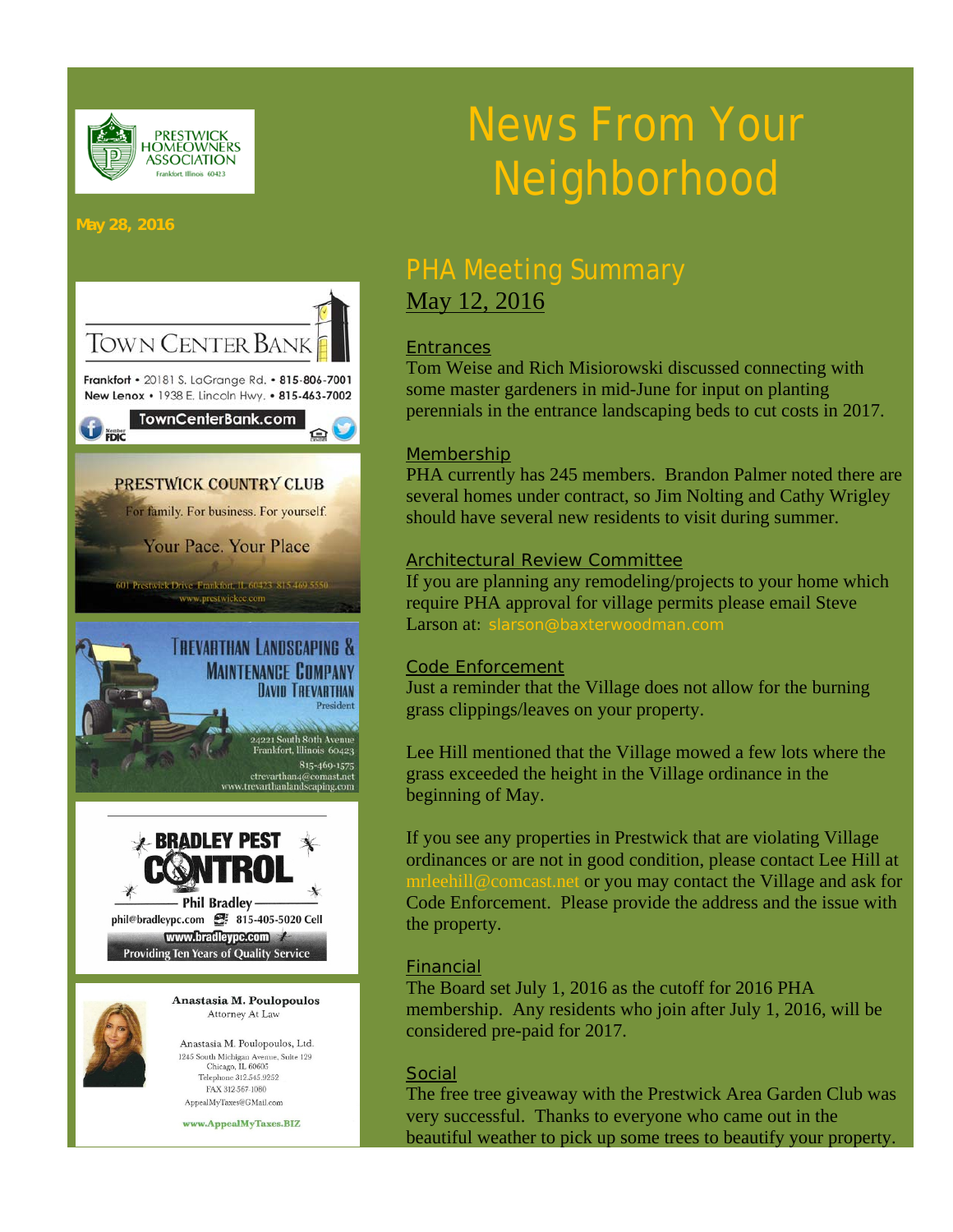PRESTWICK HOMEOWNERS ASSOCIATION
Frankfort Illinois 60423

**May 28, 2016**

# News From Your Neighborhood

## PHA Meeting Summary

May 12, 2016

### Entrances

Tom Weise and Rich Misiorowski discussed connecting with some master gardeners in mid-June for input on planting perennials in the entrance landscaping beds to cut costs in 2017.

### Membership

PHA currently has 245 members. Brandon Palmer noted there are several homes under contract, so Jim Nolting and Cathy Wrigley should have several new residents to visit during summer.

### Architectural Review Committee

If you are planning any remodeling/projects to your home which require PHA approval for village permits please email Steve Larson at: slarson@baxterwoodman.com

### Code Enforcement

Just a reminder that the Village does not allow for the burning grass clippings/leaves on your property.

Lee Hill mentioned that the Village mowed a few lots where the grass exceeded the height in the Village ordinance in the beginning of May.

If you see any properties in Prestwick that are violating Village ordinances or are not in good condition, please contact Lee Hill at mrleehill@comcast.net or you may contact the Village and ask for Code Enforcement. Please provide the address and the issue with the property.

### Financial

The Board set July 1, 2016 as the cutoff for 2016 PHA membership. Any residents who join after July 1, 2016, will be considered pre-paid for 2017.

### Social

The free tree giveaway with the Prestwick Area Garden Club was very successful. Thanks to everyone who came out in the beautiful weather to pick up some trees to beautify your property.

---

**TOWN CENTER BANK**

Frankfort • 20181 S. LaGrange Rd. • 815-806-7001
New Lenox • 1938 E. Lincoln Hwy. • 815-463-7002
TownCenterBank.com
Member FDIC

**PRESTWICK COUNTRY CLUB**

For family. For business. For yourself.

Your Pace. Your Place

601 Prestwick Drive Frankfort, IL 60423 815.469.5550
www.prestwickcc.com

**TREVARTHAN LANDSCAPING & MAINTENANCE COMPANY**

DAVID TREVARTHAN
President

24221 South 80th Avenue
Frankfort, Illinois 60423
815-469-1575
ctrevarthan4@comast.net
www.trevarthanlandscaping.com

**BRADLEY PEST CONTROL**

Phil Bradley
phil@bradleypc.com 815-405-5020 Cell
www.bradleypc.com
Providing Ten Years of Quality Service

**Anastasia M. Poulopoulos**
Attorney At Law

Anastasia M. Poulopoulos, Ltd.
1245 South Michigan Avenue, Suite 129
Chicago, IL 60605
Telephone 312.545.9252
FAX 312-567-1080
AppealMyTaxes@GMail.com

www.AppealMyTaxes.BIZ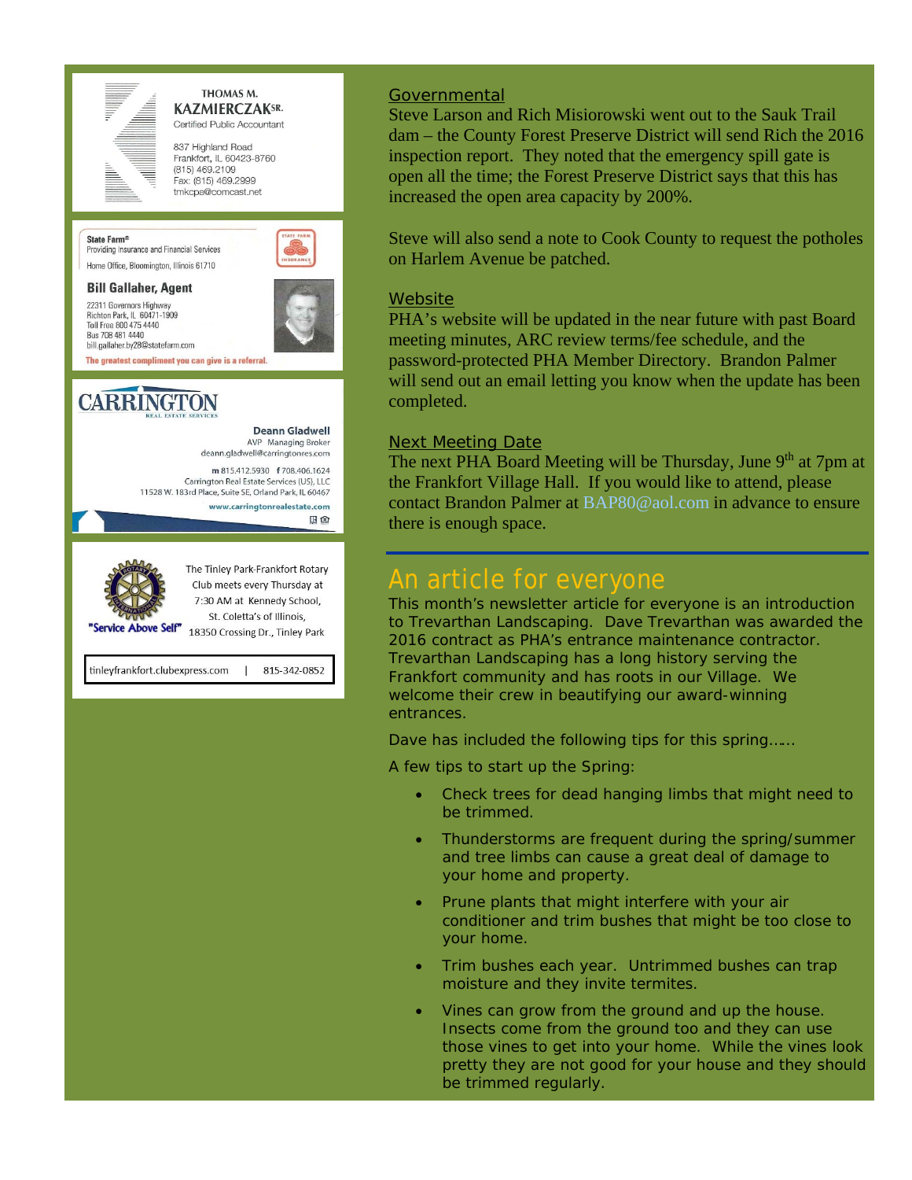THOMAS M.
KAZMIERCZAK SR.
Certified Public Accountant

837 Highland Road
Frankfort, IL 60423-8760
(815) 469.2109
Fax: (815) 469.2999
tmkcpa@comcast.net

State Farm®
Providing Insurance and Financial Services
Home Office, Bloomington, Illinois 61710

**Bill Gallaher, Agent**

22311 Governors Highway
Richton Park, IL 60471-1909
Toll Free 800 475 4440
Bus 708 481 4440
bill.gallaher.by28@statefarm.com

The greatest compliment you can give is a referral.

CARRINGTON
REAL ESTATE SERVICES

**Deann Gladwell**
AVP Managing Broker
deann.gladwell@carringtonres.com

m 815.412.5930 f 708.406.1624
Carrington Real Estate Services (US), LLC
11528 W. 183rd Place, Suite SE, Orland Park, IL 60467
www.carringtonrealestate.com

"Service Above Self"

The Tinley Park-Frankfort Rotary Club meets every Thursday at 7:30 AM at Kennedy School, St. Coletta's of Illinois, 18350 Crossing Dr., Tinley Park

tinleyfrankfort.clubexpress.com | 815-342-0852

## Governmental

Steve Larson and Rich Misiorowski went out to the Sauk Trail dam – the County Forest Preserve District will send Rich the 2016 inspection report. They noted that the emergency spill gate is open all the time; the Forest Preserve District says that this has increased the open area capacity by 200%.

Steve will also send a note to Cook County to request the potholes on Harlem Avenue be patched.

## Website

PHA's website will be updated in the near future with past Board meeting minutes, ARC review terms/fee schedule, and the password-protected PHA Member Directory. Brandon Palmer will send out an email letting you know when the update has been completed.

## Next Meeting Date

The next PHA Board Meeting will be Thursday, June 9th at 7pm at the Frankfort Village Hall. If you would like to attend, please contact Brandon Palmer at BAP80@aol.com in advance to ensure there is enough space.

# An article for everyone

This month's newsletter article for everyone is an introduction to Trevarthan Landscaping. Dave Trevarthan was awarded the 2016 contract as PHA's entrance maintenance contractor. Trevarthan Landscaping has a long history serving the Frankfort community and has roots in our Village. We welcome their crew in beautifying our award-winning entrances.

Dave has included the following tips for this spring……

A few tips to start up the Spring:

- Check trees for dead hanging limbs that might need to be trimmed.
- Thunderstorms are frequent during the spring/summer and tree limbs can cause a great deal of damage to your home and property.
- Prune plants that might interfere with your air conditioner and trim bushes that might be too close to your home.
- Trim bushes each year. Untrimmed bushes can trap moisture and they invite termites.
- Vines can grow from the ground and up the house. Insects come from the ground too and they can use those vines to get into your home. While the vines look pretty they are not good for your house and they should be trimmed regularly.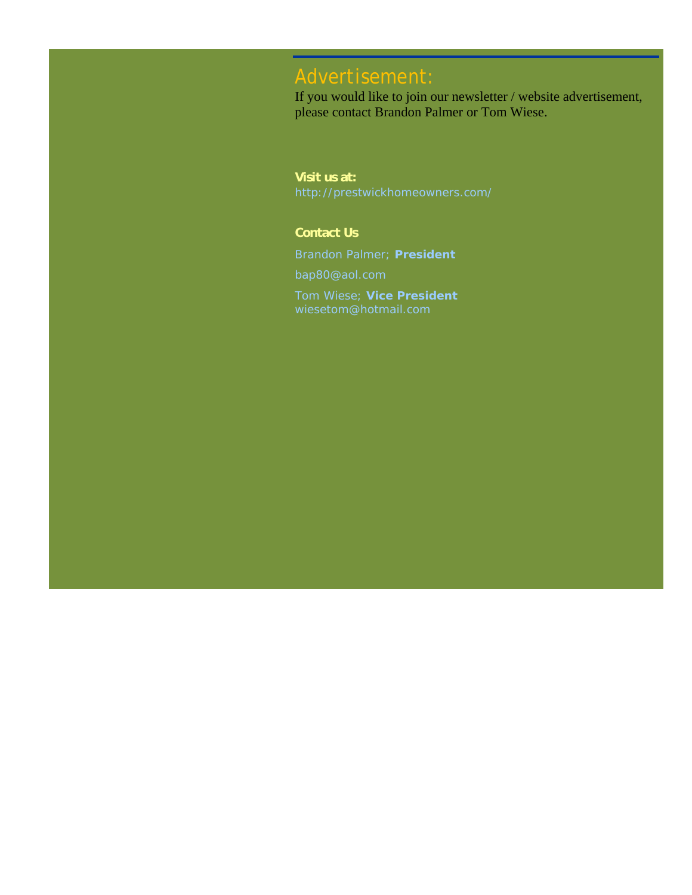## Advertisement:

If you would like to join our newsletter / website advertisement, please contact Brandon Palmer or Tom Wiese.

**Visit us at:**
http://prestwickhomeowners.com/

**Contact Us**

Brandon Palmer; **President**

bap80@aol.com

Tom Wiese; **Vice President**
wiesetom@hotmail.com